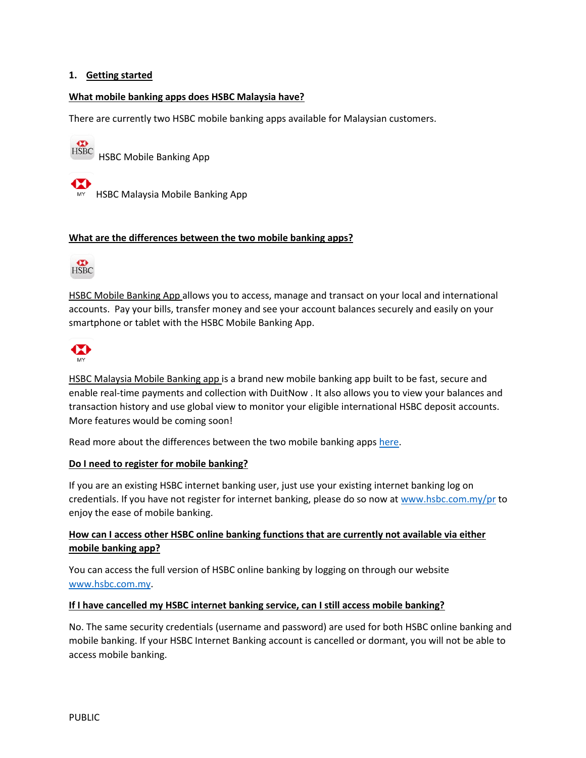## 1. Getting started

### What mobile banking apps does HSBC Malaysia have?

There are currently two HSBC mobile banking apps available for Malaysian customers.

HSBC Mobile Banking App

HSBC Malaysia Mobile Banking App

### What are the differences between the two mobile banking apps?

HSBC Mobile Banking App allows you to access, manage and transact on your local and international accounts. Pay your bills, transfer money and see your account balances securely and easily on your smartphone or tablet with the HSBC Mobile Banking App.

HSBC Malaysia Mobile Banking app is a brand new mobile banking app built to be fast, secure and enable real-time payments and collection with DuitNow . It also allows you to view your balances and transaction history and use global view to monitor your eligible international HSBC deposit accounts. More features would be coming soon!

Read more about the differences between the two mobile banking apps here.

### Do I need to register for mobile banking?

If you are an existing HSBC internet banking user, just use your existing internet banking log on credentials. If you have not register for internet banking, please do so now at www.hsbc.com.my/pr to enjoy the ease of mobile banking.

### How can I access other HSBC online banking functions that are currently not available via either mobile banking app?

You can access the full version of HSBC online banking by logging on through our website www.hsbc.com.my.

### If I have cancelled my HSBC internet banking service, can I still access mobile banking?

No. The same security credentials (username and password) are used for both HSBC online banking and mobile banking. If your HSBC Internet Banking account is cancelled or dormant, you will not be able to access mobile banking.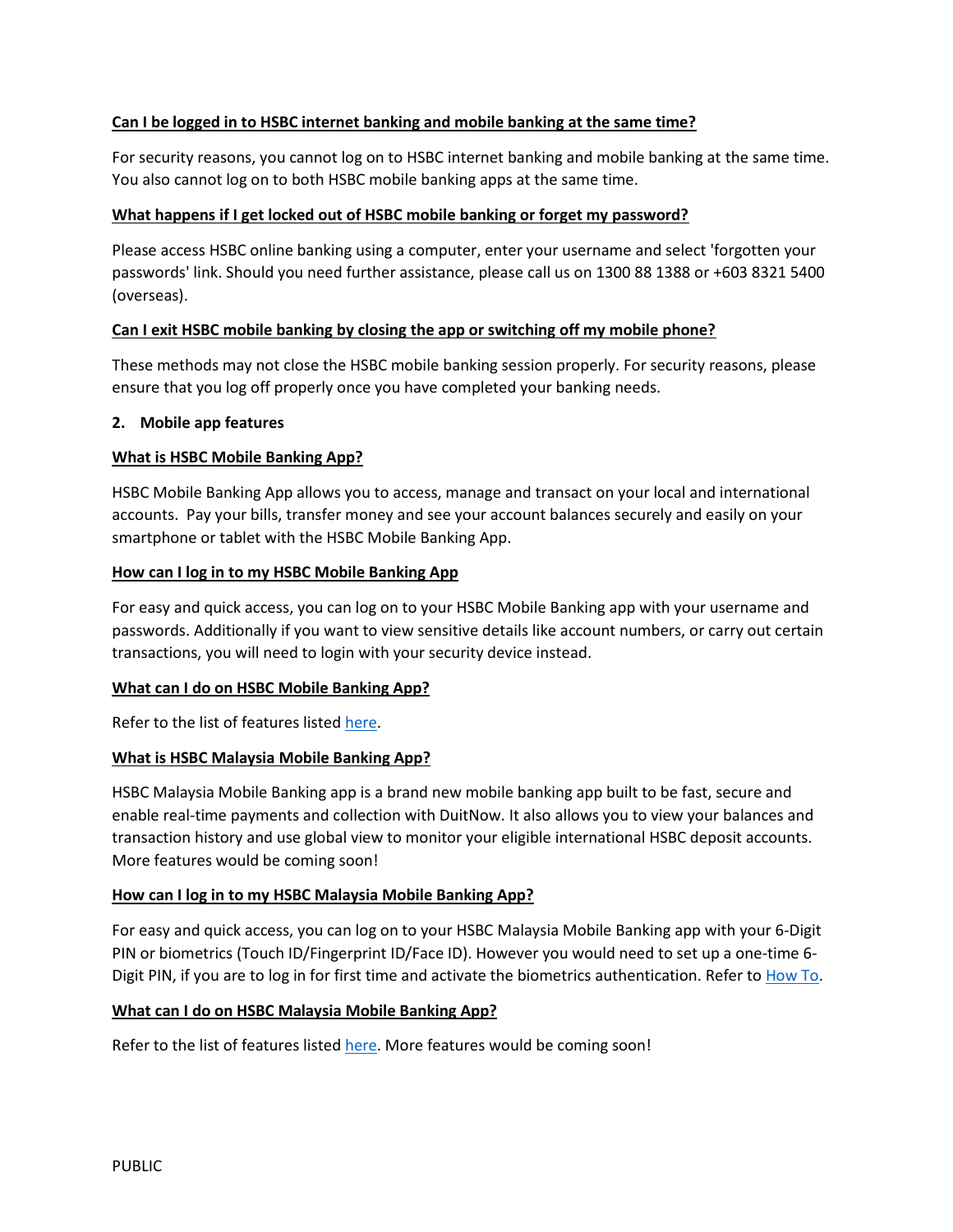**Can I be logged in to HSBC internet banking and mobile banking at the same time?**

For security reasons, you cannot log on to HSBC internet banking and mobile banking at the same time. You also cannot log on to both HSBC mobile banking apps at the same time.

**What happens if I get locked out of HSBC mobile banking or forget my password?**

Please access HSBC online banking using a computer, enter your username and select 'forgotten your passwords' link. Should you need further assistance, please call us on 1300 88 1388 or +603 8321 5400 (overseas).

**Can I exit HSBC mobile banking by closing the app or switching off my mobile phone?**

These methods may not close the HSBC mobile banking session properly. For security reasons, please ensure that you log off properly once you have completed your banking needs.

## 2. Mobile app features

**What is HSBC Mobile Banking App?**

HSBC Mobile Banking App allows you to access, manage and transact on your local and international accounts. Pay your bills, transfer money and see your account balances securely and easily on your smartphone or tablet with the HSBC Mobile Banking App.

**How can I log in to my HSBC Mobile Banking App**

For easy and quick access, you can log on to your HSBC Mobile Banking app with your username and passwords. Additionally if you want to view sensitive details like account numbers, or carry out certain transactions, you will need to login with your security device instead.

**What can I do on HSBC Mobile Banking App?**

Refer to the list of features listed here.

**What is HSBC Malaysia Mobile Banking App?**

HSBC Malaysia Mobile Banking app is a brand new mobile banking app built to be fast, secure and enable real-time payments and collection with DuitNow. It also allows you to view your balances and transaction history and use global view to monitor your eligible international HSBC deposit accounts. More features would be coming soon!

**How can I log in to my HSBC Malaysia Mobile Banking App?**

For easy and quick access, you can log on to your HSBC Malaysia Mobile Banking app with your 6-Digit PIN or biometrics (Touch ID/Fingerprint ID/Face ID). However you would need to set up a one-time 6-Digit PIN, if you are to log in for first time and activate the biometrics authentication. Refer to How To.

**What can I do on HSBC Malaysia Mobile Banking App?**

Refer to the list of features listed here. More features would be coming soon!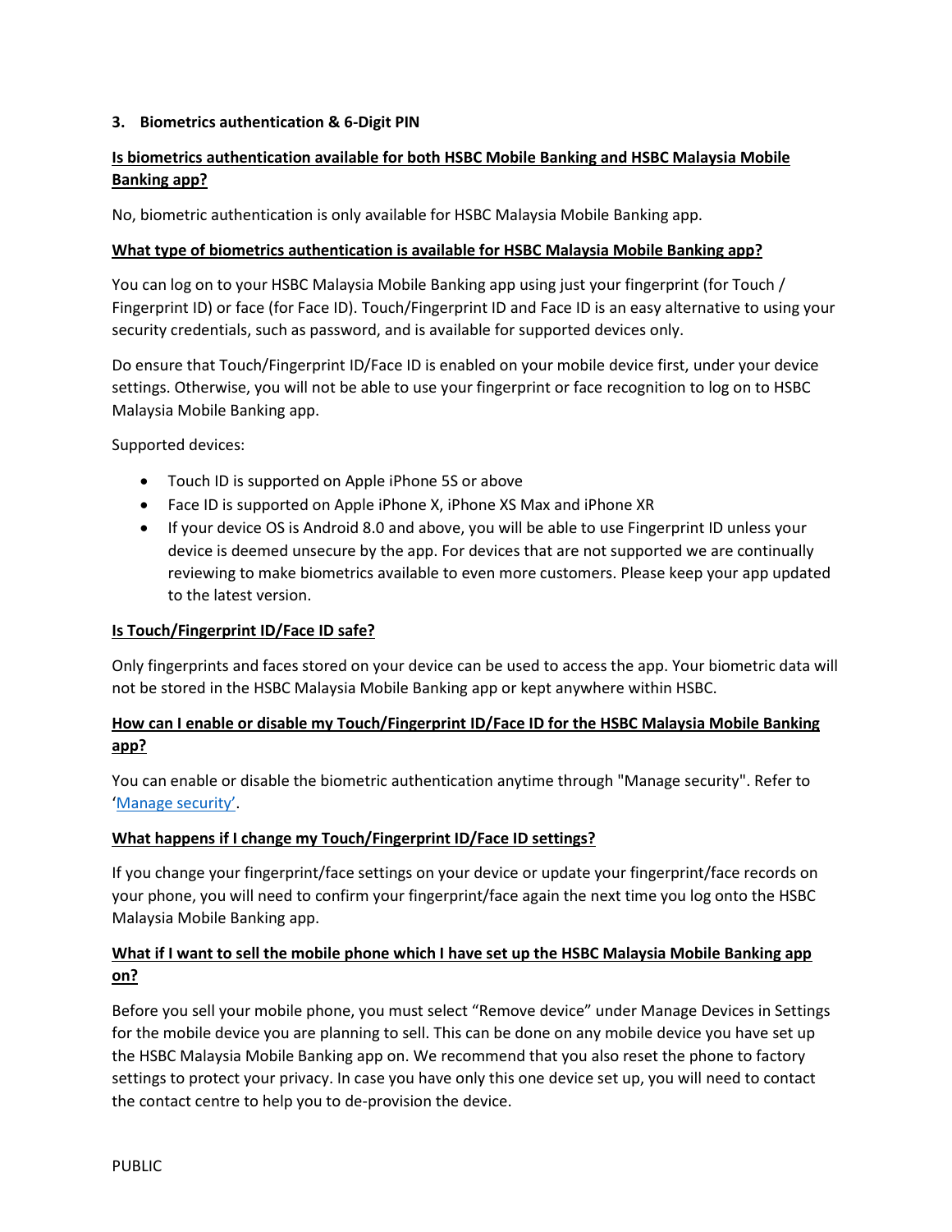## 3. Biometrics authentication & 6-Digit PIN

**Is biometrics authentication available for both HSBC Mobile Banking and HSBC Malaysia Mobile Banking app?**

No, biometric authentication is only available for HSBC Malaysia Mobile Banking app.

**What type of biometrics authentication is available for HSBC Malaysia Mobile Banking app?**

You can log on to your HSBC Malaysia Mobile Banking app using just your fingerprint (for Touch / Fingerprint ID) or face (for Face ID). Touch/Fingerprint ID and Face ID is an easy alternative to using your security credentials, such as password, and is available for supported devices only.

Do ensure that Touch/Fingerprint ID/Face ID is enabled on your mobile device first, under your device settings. Otherwise, you will not be able to use your fingerprint or face recognition to log on to HSBC Malaysia Mobile Banking app.

Supported devices:

- Touch ID is supported on Apple iPhone 5S or above
- Face ID is supported on Apple iPhone X, iPhone XS Max and iPhone XR
- If your device OS is Android 8.0 and above, you will be able to use Fingerprint ID unless your device is deemed unsecure by the app. For devices that are not supported we are continually reviewing to make biometrics available to even more customers. Please keep your app updated to the latest version.

**Is Touch/Fingerprint ID/Face ID safe?**

Only fingerprints and faces stored on your device can be used to access the app. Your biometric data will not be stored in the HSBC Malaysia Mobile Banking app or kept anywhere within HSBC.

**How can I enable or disable my Touch/Fingerprint ID/Face ID for the HSBC Malaysia Mobile Banking app?**

You can enable or disable the biometric authentication anytime through "Manage security". Refer to 'Manage security'.

**What happens if I change my Touch/Fingerprint ID/Face ID settings?**

If you change your fingerprint/face settings on your device or update your fingerprint/face records on your phone, you will need to confirm your fingerprint/face again the next time you log onto the HSBC Malaysia Mobile Banking app.

**What if I want to sell the mobile phone which I have set up the HSBC Malaysia Mobile Banking app on?**

Before you sell your mobile phone, you must select "Remove device" under Manage Devices in Settings for the mobile device you are planning to sell. This can be done on any mobile device you have set up the HSBC Malaysia Mobile Banking app on. We recommend that you also reset the phone to factory settings to protect your privacy. In case you have only this one device set up, you will need to contact the contact centre to help you to de-provision the device.

PUBLIC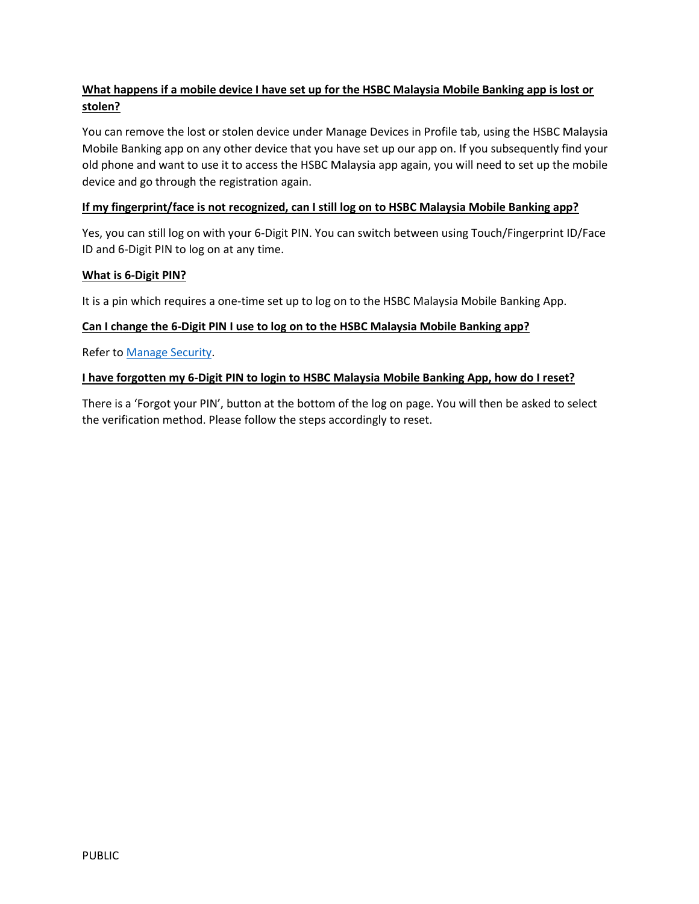**What happens if a mobile device I have set up for the HSBC Malaysia Mobile Banking app is lost or stolen?**

You can remove the lost or stolen device under Manage Devices in Profile tab, using the HSBC Malaysia Mobile Banking app on any other device that you have set up our app on. If you subsequently find your old phone and want to use it to access the HSBC Malaysia app again, you will need to set up the mobile device and go through the registration again.

**If my fingerprint/face is not recognized, can I still log on to HSBC Malaysia Mobile Banking app?**

Yes, you can still log on with your 6-Digit PIN. You can switch between using Touch/Fingerprint ID/Face ID and 6-Digit PIN to log on at any time.

**What is 6-Digit PIN?**

It is a pin which requires a one-time set up to log on to the HSBC Malaysia Mobile Banking App.

**Can I change the 6-Digit PIN I use to log on to the HSBC Malaysia Mobile Banking app?**

Refer to Manage Security.

**I have forgotten my 6-Digit PIN to login to HSBC Malaysia Mobile Banking App, how do I reset?**

There is a 'Forgot your PIN', button at the bottom of the log on page. You will then be asked to select the verification method. Please follow the steps accordingly to reset.

PUBLIC